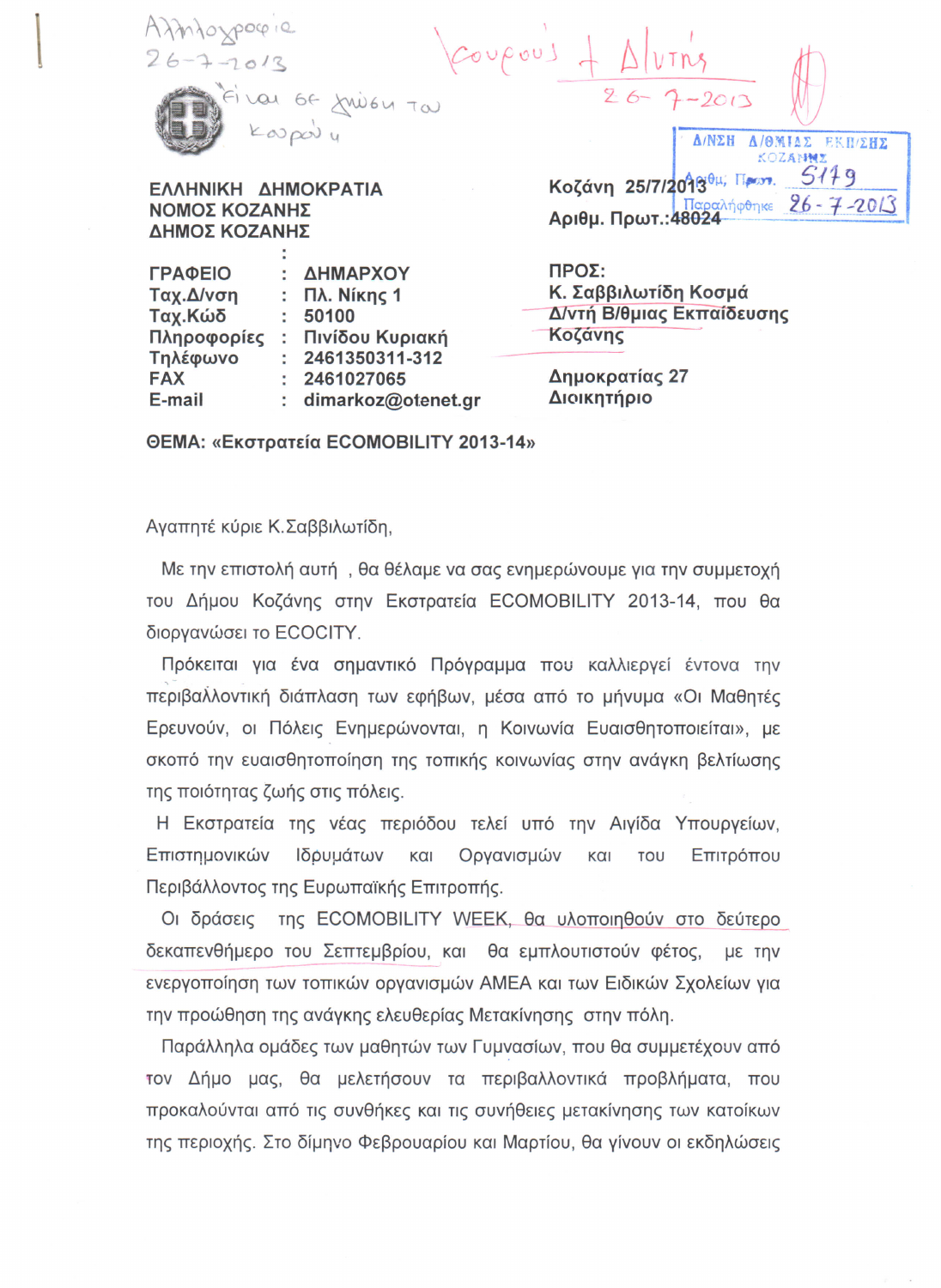Αλληλογραφία
26-7-2013

Είναι σε γνώση του κουρού μ

Κουρούς + Δ/ντής
26-7-2013

Δ/ΝΣΗ Δ/ΘΜΙΑΣ ΕΚΠ/ΣΗΣ ΚΟΖΑΝΗΣ
Αριθμ. Πρωτ. 5179
Παραλήφθηκε 26-7-2013

ΕΛΛΗΝΙΚΗ ΔΗΜΟΚΡΑΤΙΑ
ΝΟΜΟΣ ΚΟΖΑΝΗΣ
ΔΗΜΟΣ ΚΟΖΑΝΗΣ

Κοζάνη 25/7/2013
Αριθμ. Πρωτ.:48024

| | | |
|---|---|---|
| ΓΡΑΦΕΙΟ | : | ΔΗΜΑΡΧΟΥ |
| Ταχ.Δ/νση | : | Πλ. Νίκης 1 |
| Ταχ.Κώδ | : | 50100 |
| Πληροφορίες | : | Πινίδου Κυριακή |
| Τηλέφωνο | : | 2461350311-312 |
| FAX | : | 2461027065 |
| E-mail | : | dimarkoz@otenet.gr |

ΠΡΟΣ:
Κ. Σαββιλωτίδη Κοσμά
Δ/ντή Β/θμιας Εκπαίδευσης
Κοζάνης

Δημοκρατίας 27
Διοικητήριο

**ΘΕΜΑ: «Εκστρατεία ECOMOBILITY 2013-14»**

Αγαπητέ κύριε Κ.Σαββιλωτίδη,

Με την επιστολή αυτή , θα θέλαμε να σας ενημερώνουμε για την συμμετοχή του Δήμου Κοζάνης στην Εκστρατεία ECOMOBILITY 2013-14, που θα διοργανώσει το ECOCITY.

Πρόκειται για ένα σημαντικό Πρόγραμμα που καλλιεργεί έντονα την περιβαλλοντική διάπλαση των εφήβων, μέσα από το μήνυμα «Οι Μαθητές Ερευνούν, οι Πόλεις Ενημερώνονται, η Κοινωνία Ευαισθητοποιείται», με σκοπό την ευαισθητοποίηση της τοπικής κοινωνίας στην ανάγκη βελτίωσης της ποιότητας ζωής στις πόλεις.

Η Εκστρατεία της νέας περιόδου τελεί υπό την Αιγίδα Υπουργείων, Επιστημονικών Ιδρυμάτων και Οργανισμών και του Επιτρόπου Περιβάλλοντος της Ευρωπαϊκής Επιτροπής.

Οι δράσεις της ECOMOBILITY WEEK, θα υλοποιηθούν στο δεύτερο δεκαπενθήμερο του Σεπτεμβρίου, και θα εμπλουτιστούν φέτος, με την ενεργοποίηση των τοπικών οργανισμών ΑΜΕΑ και των Ειδικών Σχολείων για την προώθηση της ανάγκης ελευθερίας Μετακίνησης στην πόλη.

Παράλληλα ομάδες των μαθητών των Γυμνασίων, που θα συμμετέχουν από τον Δήμο μας, θα μελετήσουν τα περιβαλλοντικά προβλήματα, που προκαλούνται από τις συνθήκες και τις συνήθειες μετακίνησης των κατοίκων της περιοχής. Στο δίμηνο Φεβρουαρίου και Μαρτίου, θα γίνουν οι εκδηλώσεις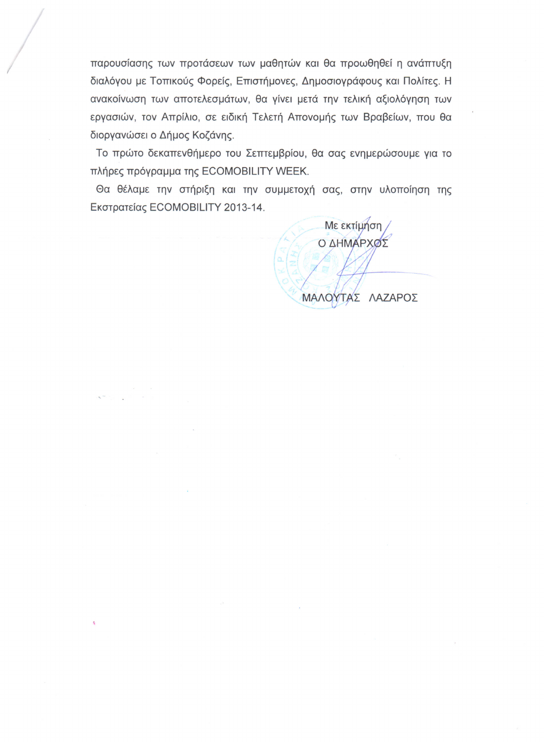παρουσίασης των προτάσεων των μαθητών και θα προωθηθεί η ανάπτυξη διαλόγου με Τοπικούς Φορείς, Επιστήμονες, Δημοσιογράφους και Πολίτες. Η ανακοίνωση των αποτελεσμάτων, θα γίνει μετά την τελική αξιολόγηση των εργασιών, τον Απρίλιο, σε ειδική Τελετή Απονομής των Βραβείων, που θα διοργανώσει ο Δήμος Κοζάνης.

Το πρώτο δεκαπενθήμερο του Σεπτεμβρίου, θα σας ενημερώσουμε για το πλήρες πρόγραμμα της ECOMOBILITY WEEK.

Θα θέλαμε την στήριξη και την συμμετοχή σας, στην υλοποίηση της Εκστρατείας ECOMOBILITY 2013-14.

Με εκτίμηση

Ο ΔΗΜΑΡΧΟΣ

ΜΑΛΟΥΤΑΣ ΛΑΖΑΡΟΣ